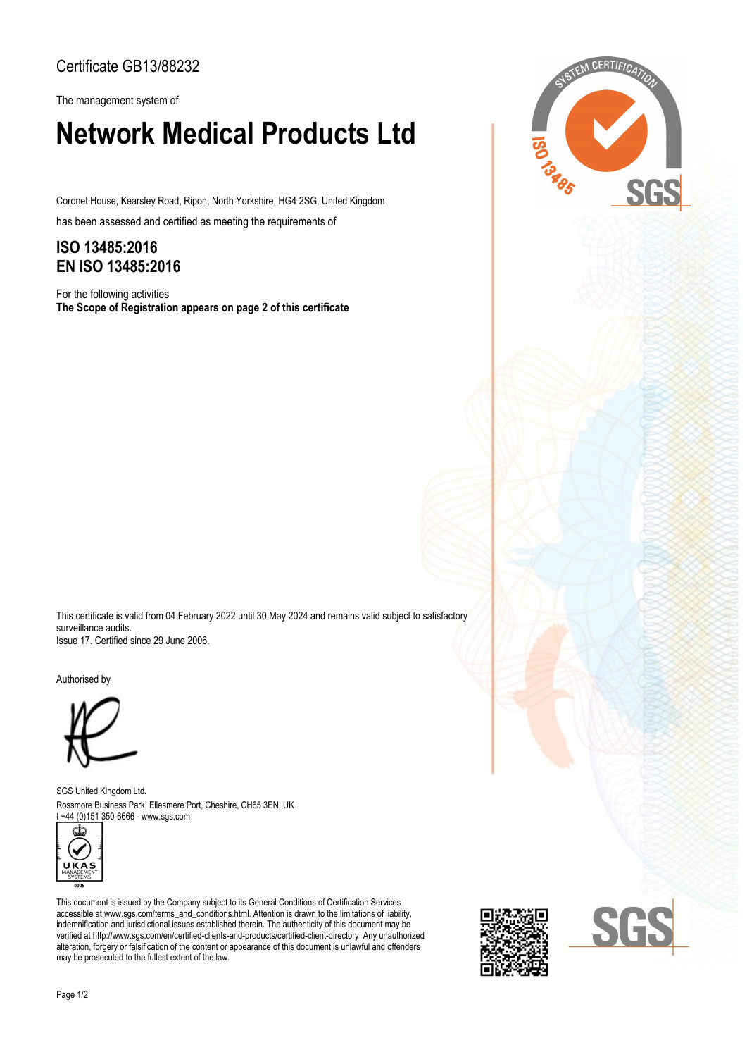Certificate GB13/88232

The management system of

# Network Medical Products Ltd

Coronet House, Kearsley Road, Ripon, North Yorkshire, HG4 2SG, United Kingdom

has been assessed and certified as meeting the requirements of

## ISO 13485:2016
## EN ISO 13485:2016

For the following activities

**The Scope of Registration appears on page 2 of this certificate**

This certificate is valid from 04 February 2022 until 30 May 2024 and remains valid subject to satisfactory surveillance audits.
Issue 17. Certified since 29 June 2006.

Authorised by

SGS United Kingdom Ltd.
Rossmore Business Park, Ellesmere Port, Cheshire, CH65 3EN, UK
t +44 (0)151 350-6666 - www.sgs.com

UKAS MANAGEMENT SYSTEMS
0005

This document is issued by the Company subject to its General Conditions of Certification Services accessible at www.sgs.com/terms_and_conditions.html. Attention is drawn to the limitations of liability, indemnification and jurisdictional issues established therein. The authenticity of this document may be verified at http://www.sgs.com/en/certified-clients-and-products/certified-client-directory. Any unauthorized alteration, forgery or falsification of the content or appearance of this document is unlawful and offenders may be prosecuted to the fullest extent of the law.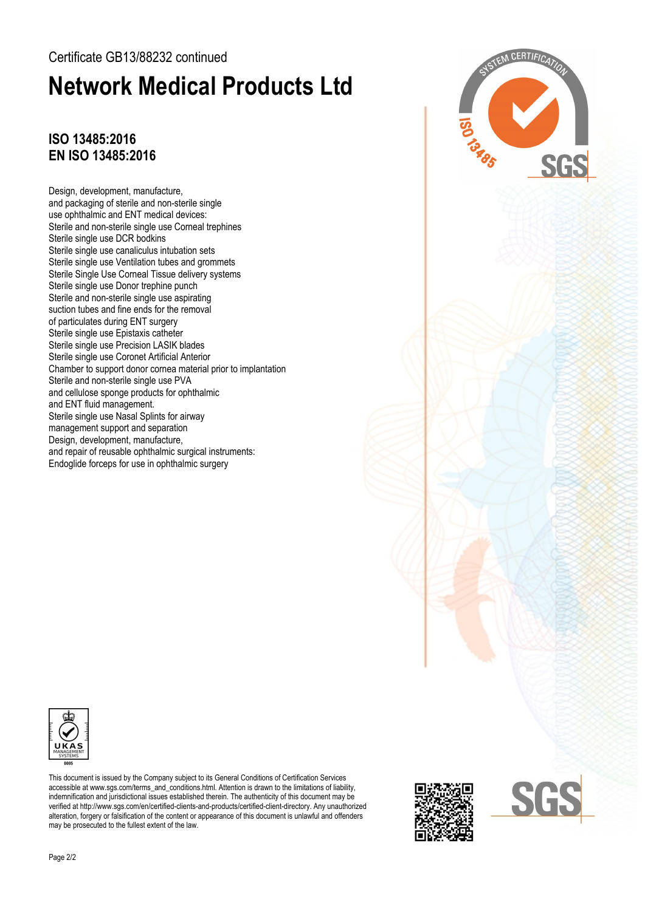Certificate GB13/88232 continued

# Network Medical Products Ltd

## ISO 13485:2016
## EN ISO 13485:2016

Design, development, manufacture,
and packaging of sterile and non-sterile single
use ophthalmic and ENT medical devices:
Sterile and non-sterile single use Corneal trephines
Sterile single use DCR bodkins
Sterile single use canaliculus intubation sets
Sterile single use Ventilation tubes and grommets
Sterile Single Use Corneal Tissue delivery systems
Sterile single use Donor trephine punch
Sterile and non-sterile single use aspirating
suction tubes and fine ends for the removal
of particulates during ENT surgery
Sterile single use Epistaxis catheter
Sterile single use Precision LASIK blades
Sterile single use Coronet Artificial Anterior
Chamber to support donor cornea material prior to implantation
Sterile and non-sterile single use PVA
and cellulose sponge products for ophthalmic
and ENT fluid management.
Sterile single use Nasal Splints for airway
management support and separation
Design, development, manufacture,
and repair of reusable ophthalmic surgical instruments:
Endoglide forceps for use in ophthalmic surgery

UKAS MANAGEMENT SYSTEMS 0005

This document is issued by the Company subject to its General Conditions of Certification Services accessible at www.sgs.com/terms_and_conditions.html. Attention is drawn to the limitations of liability, indemnification and jurisdictional issues established therein. The authenticity of this document may be verified at http://www.sgs.com/en/certified-clients-and-products/certified-client-directory. Any unauthorized alteration, forgery or falsification of the content or appearance of this document is unlawful and offenders may be prosecuted to the fullest extent of the law.